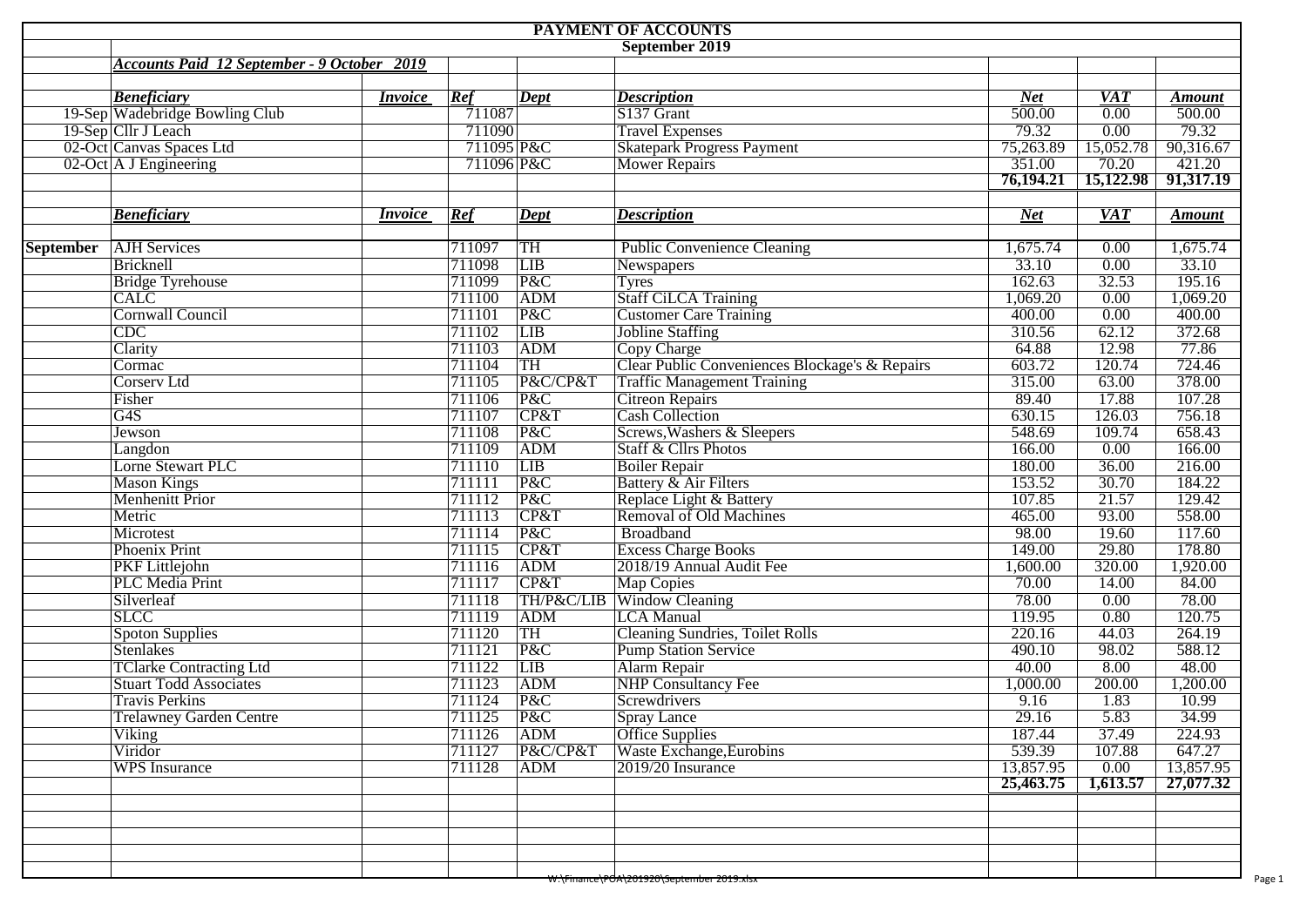# PAYMENT OF ACCOUNTS

## September 2019

***Accounts Paid 12 September - 9 October 2019***

| | ***Beneficiary*** | ***Invoice*** | ***Ref*** | ***Dept*** | ***Description*** | ***Net*** | ***VAT*** | ***Amount*** |
|---|---|---|---|---|---|---|---|---|
| 19-Sep | Wadebridge Bowling Club | | 711087 | | S137 Grant | 500.00 | 0.00 | 500.00 |
| 19-Sep | Cllr J Leach | | 711090 | | Travel Expenses | 79.32 | 0.00 | 79.32 |
| 02-Oct | Canvas Spaces Ltd | | 711095 | P&C | Skatepark Progress Payment | 75,263.89 | 15,052.78 | 90,316.67 |
| 02-Oct | A J Engineering | | 711096 | P&C | Mower Repairs | 351.00 | 70.20 | 421.20 |
| | | | | | | **76,194.21** | **15,122.98** | **91,317.19** |

| | ***Beneficiary*** | ***Invoice*** | ***Ref*** | ***Dept*** | ***Description*** | ***Net*** | ***VAT*** | ***Amount*** |
|---|---|---|---|---|---|---|---|---|
| **September** | AJH Services | | 711097 | TH | Public Convenience Cleaning | 1,675.74 | 0.00 | 1,675.74 |
| | Bricknell | | 711098 | LIB | Newspapers | 33.10 | 0.00 | 33.10 |
| | Bridge Tyrehouse | | 711099 | P&C | Tyres | 162.63 | 32.53 | 195.16 |
| | CALC | | 711100 | ADM | Staff CiLCA Training | 1,069.20 | 0.00 | 1,069.20 |
| | Cornwall Council | | 711101 | P&C | Customer Care Training | 400.00 | 0.00 | 400.00 |
| | CDC | | 711102 | LIB | Jobline Staffing | 310.56 | 62.12 | 372.68 |
| | Clarity | | 711103 | ADM | Copy Charge | 64.88 | 12.98 | 77.86 |
| | Cormac | | 711104 | TH | Clear Public Conveniences Blockage's & Repairs | 603.72 | 120.74 | 724.46 |
| | Corserv Ltd | | 711105 | P&C/CP&T | Traffic Management Training | 315.00 | 63.00 | 378.00 |
| | Fisher | | 711106 | P&C | Citreon Repairs | 89.40 | 17.88 | 107.28 |
| | G4S | | 711107 | CP&T | Cash Collection | 630.15 | 126.03 | 756.18 |
| | Jewson | | 711108 | P&C | Screws,Washers & Sleepers | 548.69 | 109.74 | 658.43 |
| | Langdon | | 711109 | ADM | Staff & Cllrs Photos | 166.00 | 0.00 | 166.00 |
| | Lorne Stewart PLC | | 711110 | LIB | Boiler Repair | 180.00 | 36.00 | 216.00 |
| | Mason Kings | | 711111 | P&C | Battery & Air Filters | 153.52 | 30.70 | 184.22 |
| | Menhenitt Prior | | 711112 | P&C | Replace Light & Battery | 107.85 | 21.57 | 129.42 |
| | Metric | | 711113 | CP&T | Removal of Old Machines | 465.00 | 93.00 | 558.00 |
| | Microtest | | 711114 | P&C | Broadband | 98.00 | 19.60 | 117.60 |
| | Phoenix Print | | 711115 | CP&T | Excess Charge Books | 149.00 | 29.80 | 178.80 |
| | PKF Littlejohn | | 711116 | ADM | 2018/19 Annual Audit Fee | 1,600.00 | 320.00 | 1,920.00 |
| | PLC Media Print | | 711117 | CP&T | Map Copies | 70.00 | 14.00 | 84.00 |
| | Silverleaf | | 711118 | TH/P&C/LIB | Window Cleaning | 78.00 | 0.00 | 78.00 |
| | SLCC | | 711119 | ADM | LCA Manual | 119.95 | 0.80 | 120.75 |
| | Spoton Supplies | | 711120 | TH | Cleaning Sundries, Toilet Rolls | 220.16 | 44.03 | 264.19 |
| | Stenlakes | | 711121 | P&C | Pump Station Service | 490.10 | 98.02 | 588.12 |
| | TClarke Contracting Ltd | | 711122 | LIB | Alarm Repair | 40.00 | 8.00 | 48.00 |
| | Stuart Todd Associates | | 711123 | ADM | NHP Consultancy Fee | 1,000.00 | 200.00 | 1,200.00 |
| | Travis Perkins | | 711124 | P&C | Screwdrivers | 9.16 | 1.83 | 10.99 |
| | Trelawney Garden Centre | | 711125 | P&C | Spray Lance | 29.16 | 5.83 | 34.99 |
| | Viking | | 711126 | ADM | Office Supplies | 187.44 | 37.49 | 224.93 |
| | Viridor | | 711127 | P&C/CP&T | Waste Exchange,Eurobins | 539.39 | 107.88 | 647.27 |
| | WPS Insurance | | 711128 | ADM | 2019/20 Insurance | 13,857.95 | 0.00 | 13,857.95 |
| | | | | | | **25,463.75** | **1,613.57** | **27,077.32** |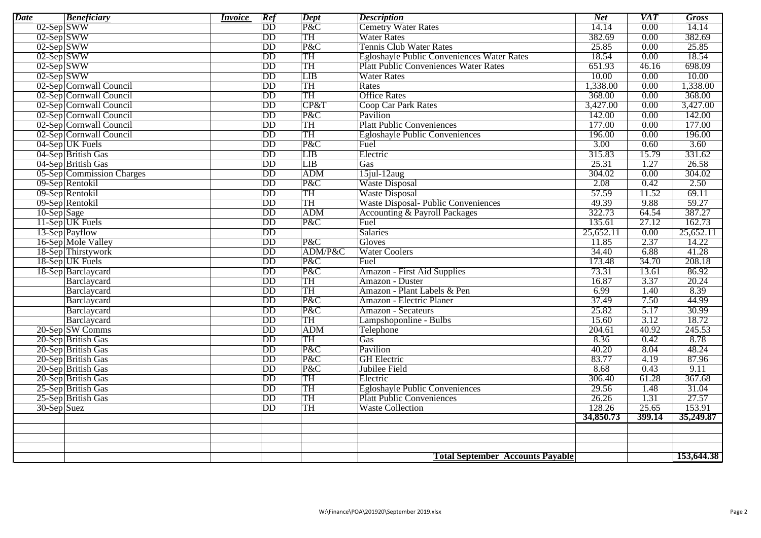| Date | Beneficiary | Invoice | Ref | Dept | Description | Net | VAT | Gross |
|---|---|---|---|---|---|---|---|---|
| 02-Sep | SWW | | DD | P&C | Cemetry Water Rates | 14.14 | 0.00 | 14.14 |
| 02-Sep | SWW | | DD | TH | Water Rates | 382.69 | 0.00 | 382.69 |
| 02-Sep | SWW | | DD | P&C | Tennis Club Water Rates | 25.85 | 0.00 | 25.85 |
| 02-Sep | SWW | | DD | TH | Egloshayle Public Conveniences Water Rates | 18.54 | 0.00 | 18.54 |
| 02-Sep | SWW | | DD | TH | Platt Public Conveniences Water Rates | 651.93 | 46.16 | 698.09 |
| 02-Sep | SWW | | DD | LIB | Water Rates | 10.00 | 0.00 | 10.00 |
| 02-Sep | Cornwall Council | | DD | TH | Rates | 1,338.00 | 0.00 | 1,338.00 |
| 02-Sep | Cornwall Council | | DD | TH | Office Rates | 368.00 | 0.00 | 368.00 |
| 02-Sep | Cornwall Council | | DD | CP&T | Coop Car Park Rates | 3,427.00 | 0.00 | 3,427.00 |
| 02-Sep | Cornwall Council | | DD | P&C | Pavilion | 142.00 | 0.00 | 142.00 |
| 02-Sep | Cornwall Council | | DD | TH | Platt Public Conveniences | 177.00 | 0.00 | 177.00 |
| 02-Sep | Cornwall Council | | DD | TH | Egloshayle Public Conveniences | 196.00 | 0.00 | 196.00 |
| 04-Sep | UK Fuels | | DD | P&C | Fuel | 3.00 | 0.60 | 3.60 |
| 04-Sep | British Gas | | DD | LIB | Electric | 315.83 | 15.79 | 331.62 |
| 04-Sep | British Gas | | DD | LIB | Gas | 25.31 | 1.27 | 26.58 |
| 05-Sep | Commission Charges | | DD | ADM | 15jul-12aug | 304.02 | 0.00 | 304.02 |
| 09-Sep | Rentokil | | DD | P&C | Waste Disposal | 2.08 | 0.42 | 2.50 |
| 09-Sep | Rentokil | | DD | TH | Waste Disposal | 57.59 | 11.52 | 69.11 |
| 09-Sep | Rentokil | | DD | TH | Waste Disposal- Public Conveniences | 49.39 | 9.88 | 59.27 |
| 10-Sep | Sage | | DD | ADM | Accounting & Payroll Packages | 322.73 | 64.54 | 387.27 |
| 11-Sep | UK Fuels | | DD | P&C | Fuel | 135.61 | 27.12 | 162.73 |
| 13-Sep | Payflow | | DD | | Salaries | 25,652.11 | 0.00 | 25,652.11 |
| 16-Sep | Mole Valley | | DD | P&C | Gloves | 11.85 | 2.37 | 14.22 |
| 18-Sep | Thirstywork | | DD | ADM/P&C | Water Coolers | 34.40 | 6.88 | 41.28 |
| 18-Sep | UK Fuels | | DD | P&C | Fuel | 173.48 | 34.70 | 208.18 |
| 18-Sep | Barclaycard | | DD | P&C | Amazon - First Aid Supplies | 73.31 | 13.61 | 86.92 |
| | Barclaycard | | DD | TH | Amazon - Duster | 16.87 | 3.37 | 20.24 |
| | Barclaycard | | DD | TH | Amazon - Plant Labels & Pen | 6.99 | 1.40 | 8.39 |
| | Barclaycard | | DD | P&C | Amazon - Electric Planer | 37.49 | 7.50 | 44.99 |
| | Barclaycard | | DD | P&C | Amazon - Secateurs | 25.82 | 5.17 | 30.99 |
| | Barclaycard | | DD | TH | Lampshoponline - Bulbs | 15.60 | 3.12 | 18.72 |
| 20-Sep | SW Comms | | DD | ADM | Telephone | 204.61 | 40.92 | 245.53 |
| 20-Sep | British Gas | | DD | TH | Gas | 8.36 | 0.42 | 8.78 |
| 20-Sep | British Gas | | DD | P&C | Pavilion | 40.20 | 8.04 | 48.24 |
| 20-Sep | British Gas | | DD | P&C | GH Electric | 83.77 | 4.19 | 87.96 |
| 20-Sep | British Gas | | DD | P&C | Jubilee Field | 8.68 | 0.43 | 9.11 |
| 20-Sep | British Gas | | DD | TH | Electric | 306.40 | 61.28 | 367.68 |
| 25-Sep | British Gas | | DD | TH | Egloshayle Public Conveniences | 29.56 | 1.48 | 31.04 |
| 25-Sep | British Gas | | DD | TH | Platt Public Conveniences | 26.26 | 1.31 | 27.57 |
| 30-Sep | Suez | | DD | TH | Waste Collection | 128.26 | 25.65 | 153.91 |
| | | | | | | **34,850.73** | **399.14** | **35,249.87** |
| | | | | | | | | |
| | | | | | | | | |
| | | | | | | | | |
| | | | | | **Total September Accounts Payable** | | | **153,644.38** |

W:\Finance\POA\201920\September 2019.xlsx